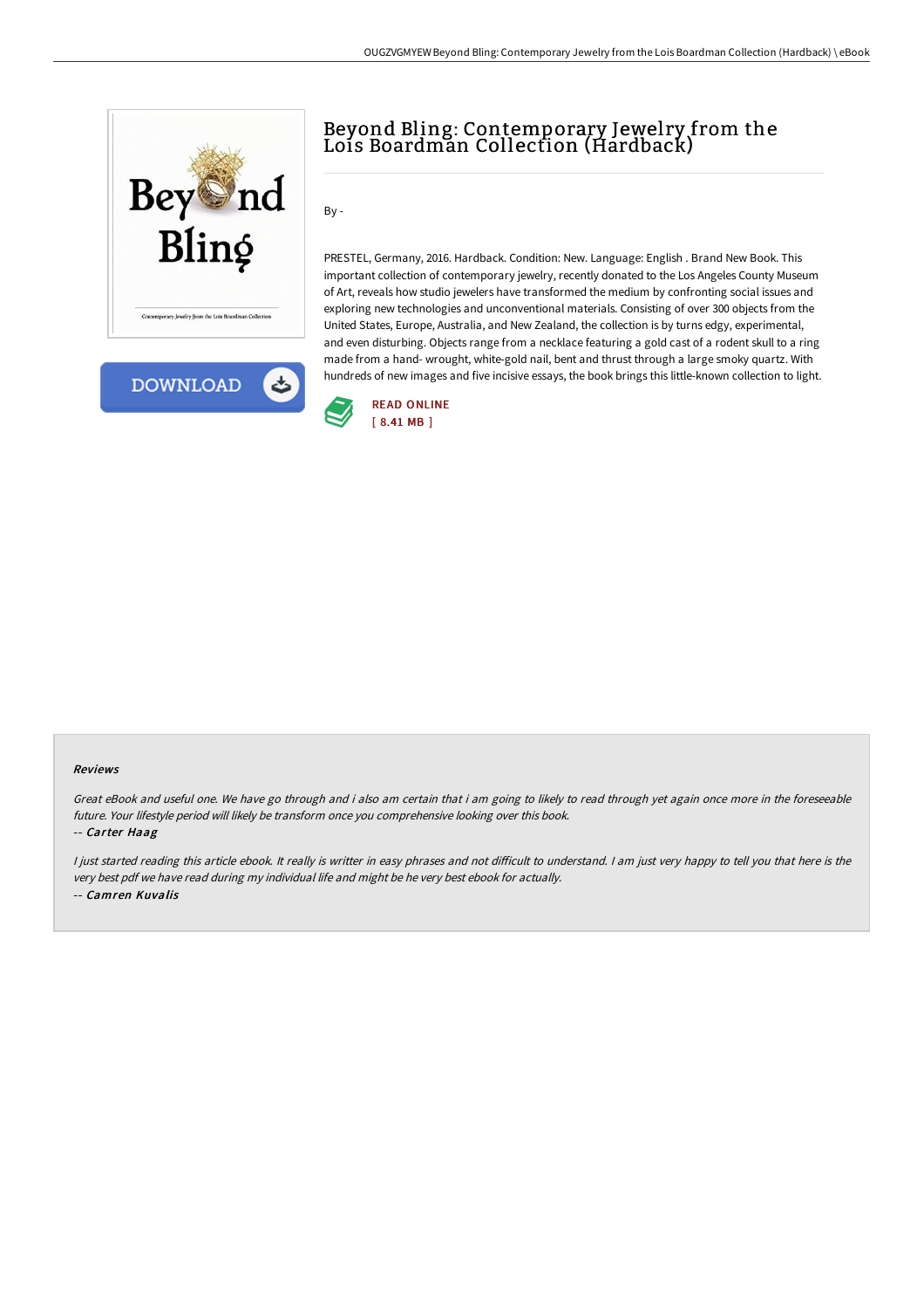# Beyond Bling: Contemporary Jewelry from the Lois Boardman Collection (Hardback)

By -

PRESTEL, Germany, 2016. Hardback. Condition: New. Language: English . Brand New Book. This important collection of contemporary jewelry, recently donated to the Los Angeles County Museum of Art, reveals how studio jewelers have transformed the medium by confronting social issues and exploring new technologies and unconventional materials. Consisting of over 300 objects from the United States, Europe, Australia, and New Zealand, the collection is by turns edgy, experimental, and even disturbing. Objects range from a necklace featuring a gold cast of a rodent skull to a ring made from a hand- wrought, white-gold nail, bent and thrust through a large smoky quartz. With hundreds of new images and five incisive essays, the book brings this little-known collection to light.

READ ONLINE
[ 8.41 MB ]

#### Reviews

*Great eBook and useful one. We have go through and i also am certain that i am going to likely to read through yet again once more in the foreseeable future. Your lifestyle period will likely be transform once you comprehensive looking over this book.*

-- *Carter Haag*

*I just started reading this article ebook. It really is writter in easy phrases and not difficult to understand. I am just very happy to tell you that here is the very best pdf we have read during my individual life and might be he very best ebook for actually.*

-- *Camren Kuvalis*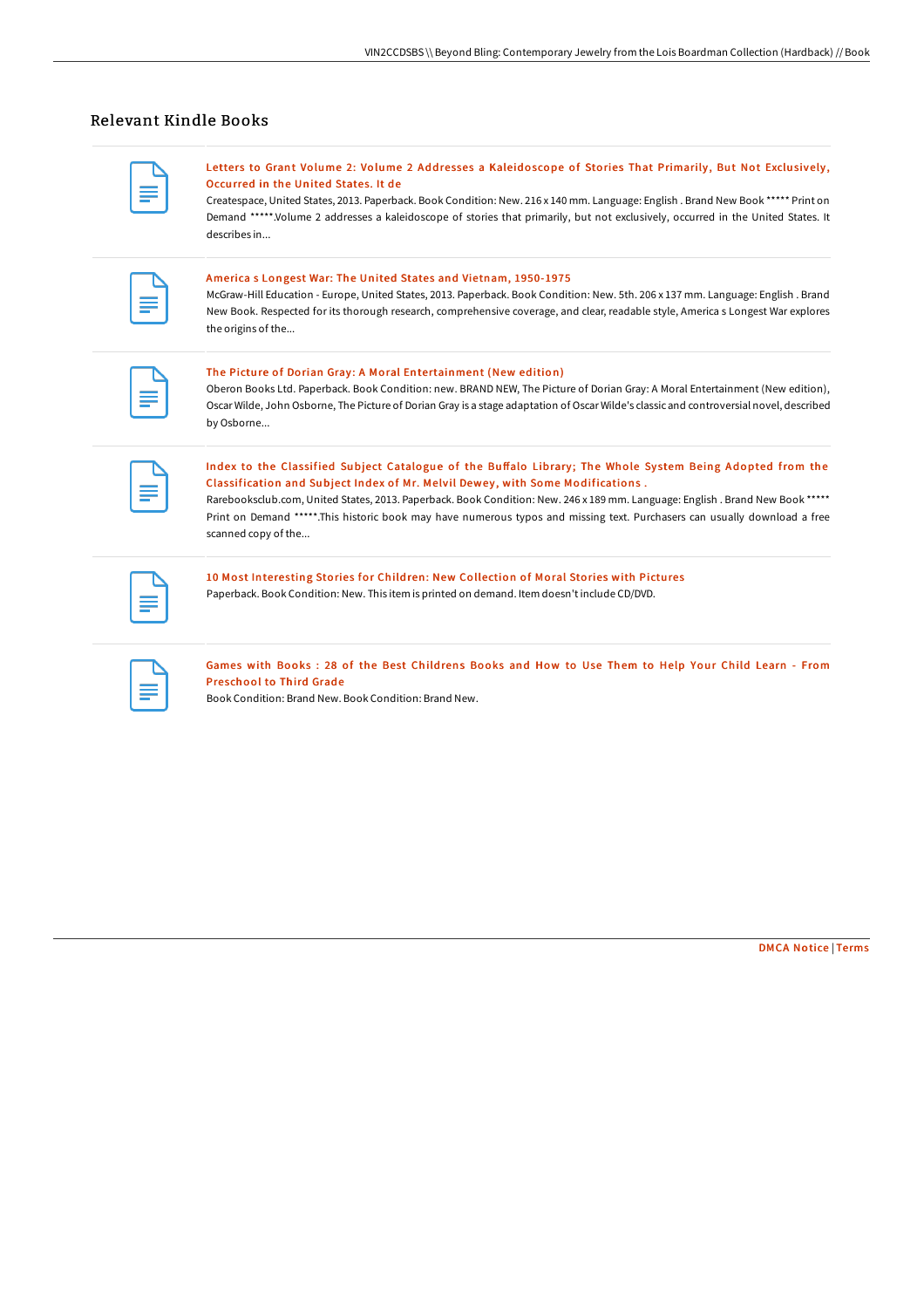## Relevant Kindle Books

### Letters to Grant Volume 2: Volume 2 Addresses a Kaleidoscope of Stories That Primarily, But Not Exclusively, Occurred in the United States. It de

Createspace, United States, 2013. Paperback. Book Condition: New. 216 x 140 mm. Language: English . Brand New Book ***** Print on Demand *****.Volume 2 addresses a kaleidoscope of stories that primarily, but not exclusively, occurred in the United States. It describes in...

### America s Longest War: The United States and Vietnam, 1950-1975

McGraw-Hill Education - Europe, United States, 2013. Paperback. Book Condition: New. 5th. 206 x 137 mm. Language: English . Brand New Book. Respected for its thorough research, comprehensive coverage, and clear, readable style, America s Longest War explores the origins of the...

### The Picture of Dorian Gray: A Moral Entertainment (New edition)

Oberon Books Ltd. Paperback. Book Condition: new. BRAND NEW, The Picture of Dorian Gray: A Moral Entertainment (New edition), Oscar Wilde, John Osborne, The Picture of Dorian Gray is a stage adaptation of Oscar Wilde's classic and controversial novel, described by Osborne...

### Index to the Classified Subject Catalogue of the Buffalo Library; The Whole System Being Adopted from the Classification and Subject Index of Mr. Melvil Dewey, with Some Modifications .

Rarebooksclub.com, United States, 2013. Paperback. Book Condition: New. 246 x 189 mm. Language: English . Brand New Book ***** Print on Demand *****.This historic book may have numerous typos and missing text. Purchasers can usually download a free scanned copy of the...

### 10 Most Interesting Stories for Children: New Collection of Moral Stories with Pictures

Paperback. Book Condition: New. This item is printed on demand. Item doesn't include CD/DVD.

### Games with Books : 28 of the Best Childrens Books and How to Use Them to Help Your Child Learn - From Preschool to Third Grade

Book Condition: Brand New. Book Condition: Brand New.